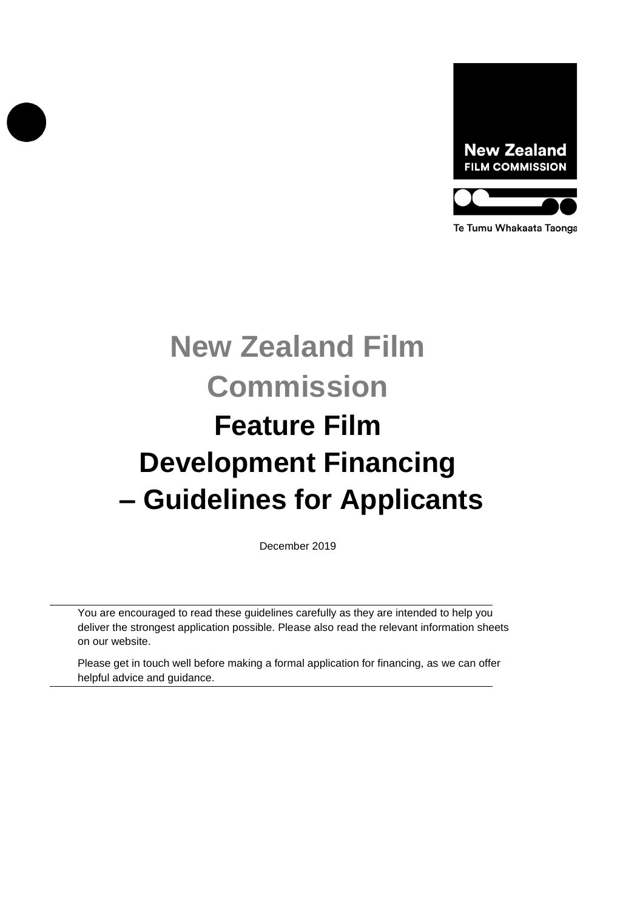New Zealand
FILM COMMISSION

Te Tumu Whakaata Taonga

# New Zealand Film Commission

# Feature Film Development Financing – Guidelines for Applicants

December 2019

---

You are encouraged to read these guidelines carefully as they are intended to help you deliver the strongest application possible. Please also read the relevant information sheets on our website.

Please get in touch well before making a formal application for financing, as we can offer helpful advice and guidance.

---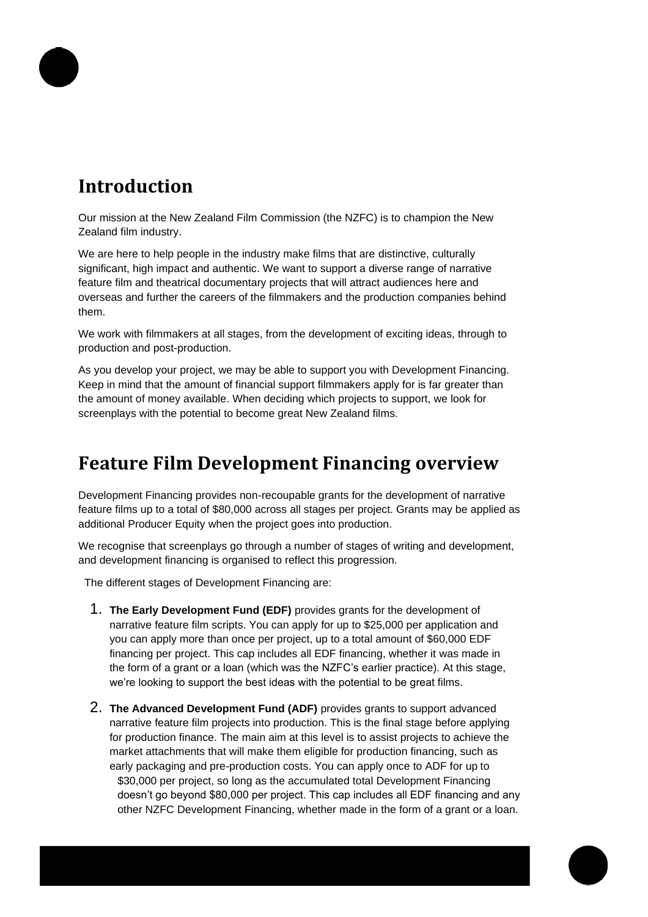## Introduction

Our mission at the New Zealand Film Commission (the NZFC) is to champion the New Zealand film industry.

We are here to help people in the industry make films that are distinctive, culturally significant, high impact and authentic. We want to support a diverse range of narrative feature film and theatrical documentary projects that will attract audiences here and overseas and further the careers of the filmmakers and the production companies behind them.

We work with filmmakers at all stages, from the development of exciting ideas, through to production and post-production.

As you develop your project, we may be able to support you with Development Financing. Keep in mind that the amount of financial support filmmakers apply for is far greater than the amount of money available. When deciding which projects to support, we look for screenplays with the potential to become great New Zealand films.

## Feature Film Development Financing overview

Development Financing provides non-recoupable grants for the development of narrative feature films up to a total of $80,000 across all stages per project. Grants may be applied as additional Producer Equity when the project goes into production.

We recognise that screenplays go through a number of stages of writing and development, and development financing is organised to reflect this progression.

The different stages of Development Financing are:

1. **The Early Development Fund (EDF)** provides grants for the development of narrative feature film scripts. You can apply for up to $25,000 per application and you can apply more than once per project, up to a total amount of $60,000 EDF financing per project. This cap includes all EDF financing, whether it was made in the form of a grant or a loan (which was the NZFC's earlier practice). At this stage, we're looking to support the best ideas with the potential to be great films.
2. **The Advanced Development Fund (ADF)** provides grants to support advanced narrative feature film projects into production. This is the final stage before applying for production finance. The main aim at this level is to assist projects to achieve the market attachments that will make them eligible for production financing, such as early packaging and pre-production costs. You can apply once to ADF for up to $30,000 per project, so long as the accumulated total Development Financing doesn't go beyond $80,000 per project. This cap includes all EDF financing and any other NZFC Development Financing, whether made in the form of a grant or a loan.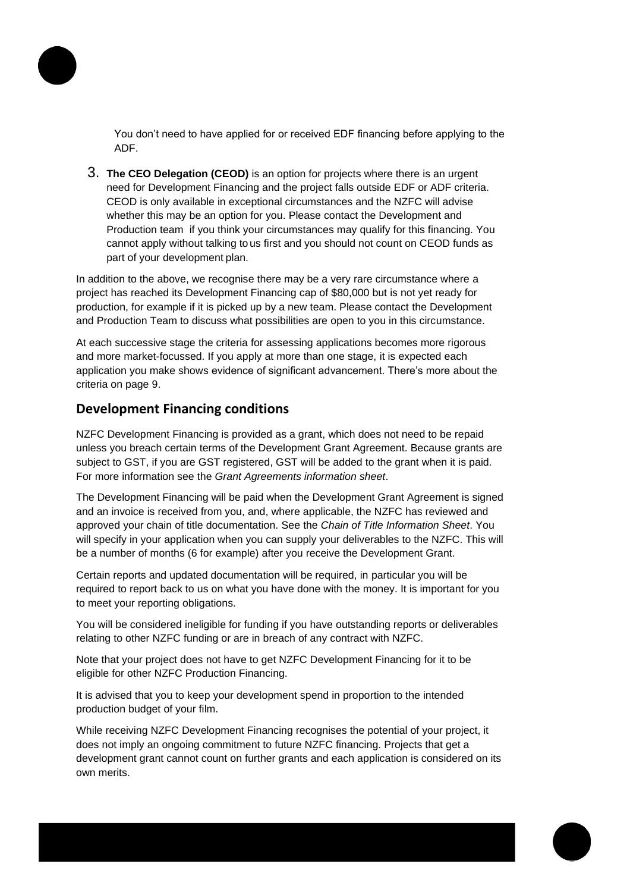You don't need to have applied for or received EDF financing before applying to the ADF.

3. **The CEO Delegation (CEOD)** is an option for projects where there is an urgent need for Development Financing and the project falls outside EDF or ADF criteria. CEOD is only available in exceptional circumstances and the NZFC will advise whether this may be an option for you. Please contact the Development and Production team if you think your circumstances may qualify for this financing. You cannot apply without talking to us first and you should not count on CEOD funds as part of your development plan.

In addition to the above, we recognise there may be a very rare circumstance where a project has reached its Development Financing cap of $80,000 but is not yet ready for production, for example if it is picked up by a new team. Please contact the Development and Production Team to discuss what possibilities are open to you in this circumstance.

At each successive stage the criteria for assessing applications becomes more rigorous and more market-focussed. If you apply at more than one stage, it is expected each application you make shows evidence of significant advancement. There's more about the criteria on page 9.

## Development Financing conditions

NZFC Development Financing is provided as a grant, which does not need to be repaid unless you breach certain terms of the Development Grant Agreement. Because grants are subject to GST, if you are GST registered, GST will be added to the grant when it is paid. For more information see the *Grant Agreements information sheet*.

The Development Financing will be paid when the Development Grant Agreement is signed and an invoice is received from you, and, where applicable, the NZFC has reviewed and approved your chain of title documentation. See the *Chain of Title Information Sheet*. You will specify in your application when you can supply your deliverables to the NZFC. This will be a number of months (6 for example) after you receive the Development Grant.

Certain reports and updated documentation will be required, in particular you will be required to report back to us on what you have done with the money. It is important for you to meet your reporting obligations.

You will be considered ineligible for funding if you have outstanding reports or deliverables relating to other NZFC funding or are in breach of any contract with NZFC.

Note that your project does not have to get NZFC Development Financing for it to be eligible for other NZFC Production Financing.

It is advised that you to keep your development spend in proportion to the intended production budget of your film.

While receiving NZFC Development Financing recognises the potential of your project, it does not imply an ongoing commitment to future NZFC financing. Projects that get a development grant cannot count on further grants and each application is considered on its own merits.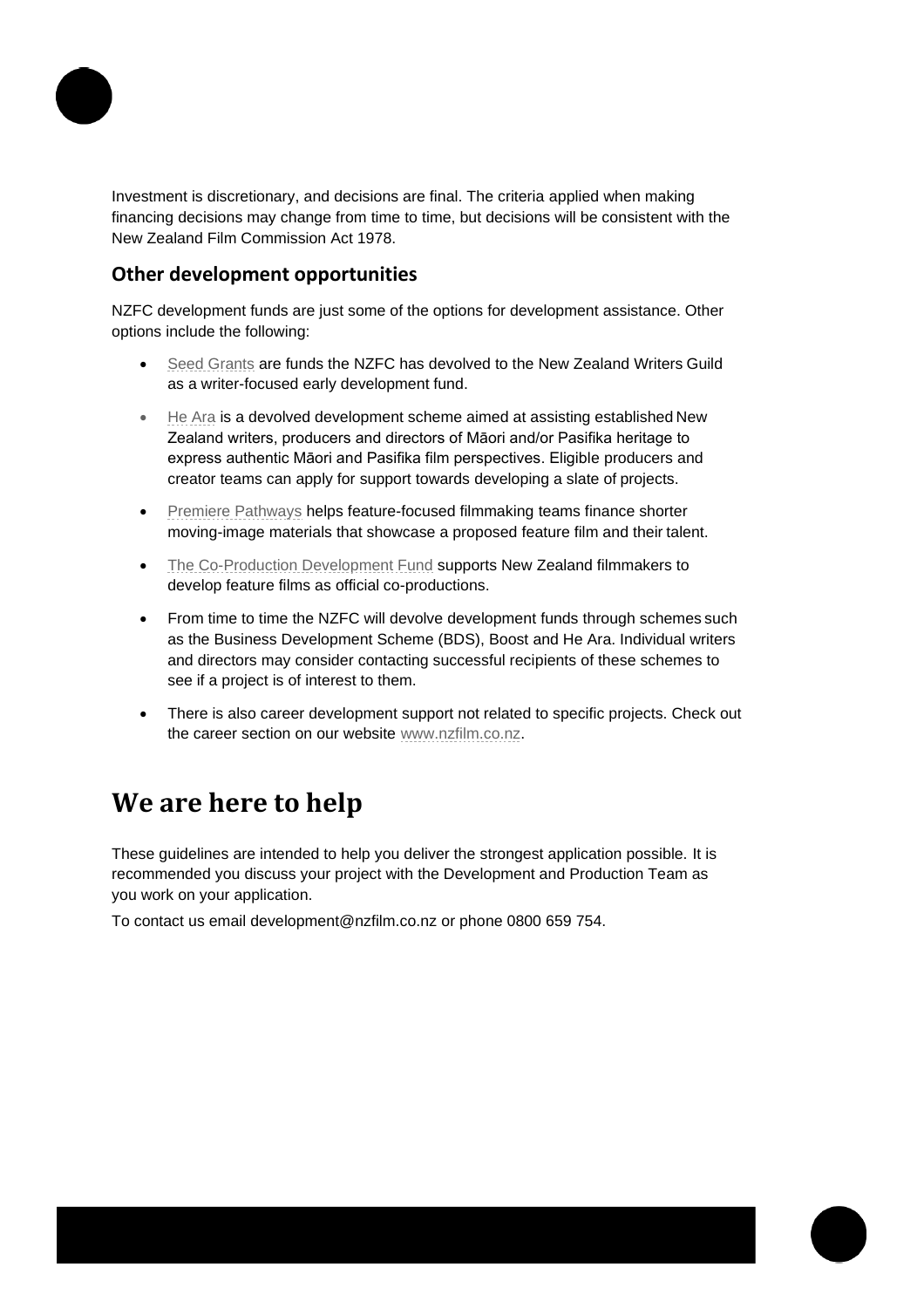Investment is discretionary, and decisions are final. The criteria applied when making financing decisions may change from time to time, but decisions will be consistent with the New Zealand Film Commission Act 1978.

### Other development opportunities

NZFC development funds are just some of the options for development assistance. Other options include the following:

- Seed Grants are funds the NZFC has devolved to the New Zealand Writers Guild as a writer-focused early development fund.
- He Ara is a devolved development scheme aimed at assisting established New Zealand writers, producers and directors of Māori and/or Pasifika heritage to express authentic Māori and Pasifika film perspectives. Eligible producers and creator teams can apply for support towards developing a slate of projects.
- Premiere Pathways helps feature-focused filmmaking teams finance shorter moving-image materials that showcase a proposed feature film and their talent.
- The Co-Production Development Fund supports New Zealand filmmakers to develop feature films as official co-productions.
- From time to time the NZFC will devolve development funds through schemes such as the Business Development Scheme (BDS), Boost and He Ara. Individual writers and directors may consider contacting successful recipients of these schemes to see if a project is of interest to them.
- There is also career development support not related to specific projects. Check out the career section on our website www.nzfilm.co.nz.

## We are here to help

These guidelines are intended to help you deliver the strongest application possible. It is recommended you discuss your project with the Development and Production Team as you work on your application.

To contact us email development@nzfilm.co.nz or phone 0800 659 754.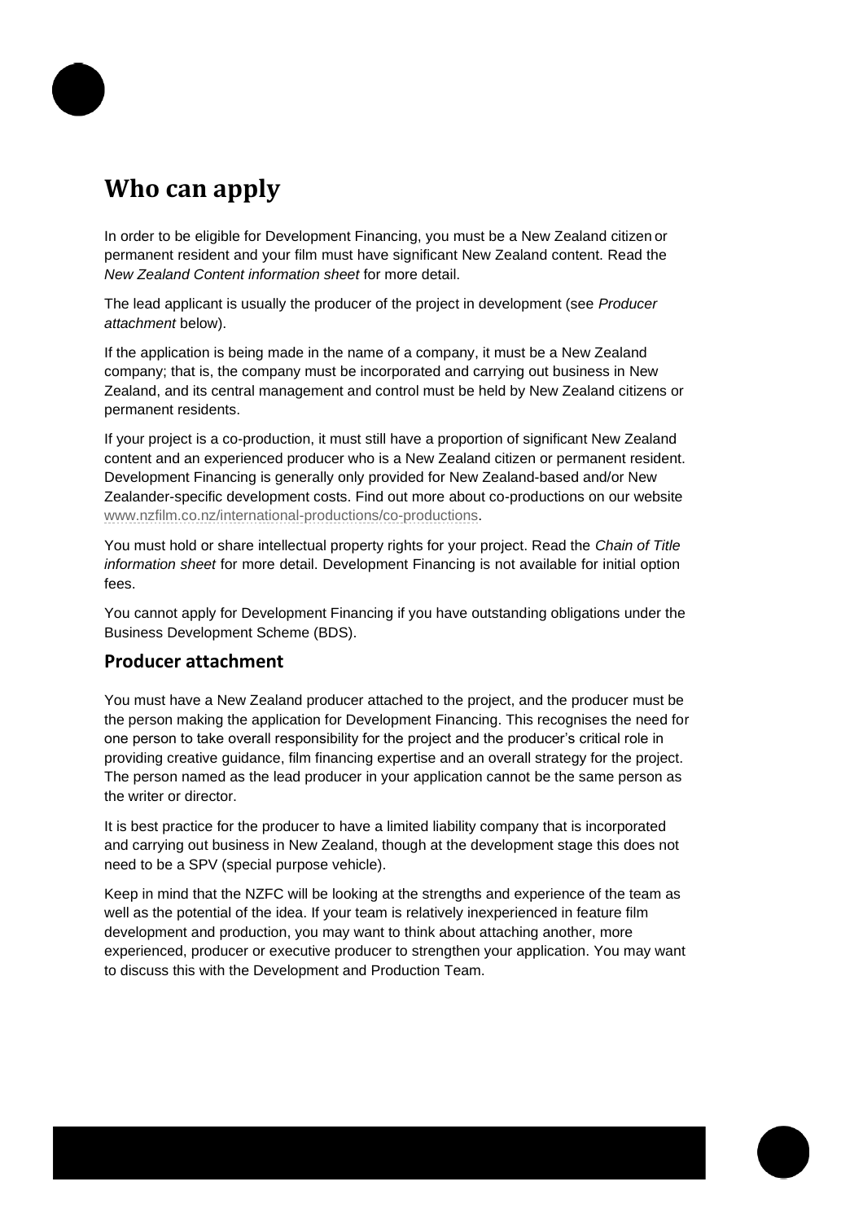# Who can apply

In order to be eligible for Development Financing, you must be a New Zealand citizen or permanent resident and your film must have significant New Zealand content. Read the *New Zealand Content information sheet* for more detail.

The lead applicant is usually the producer of the project in development (see *Producer attachment* below).

If the application is being made in the name of a company, it must be a New Zealand company; that is, the company must be incorporated and carrying out business in New Zealand, and its central management and control must be held by New Zealand citizens or permanent residents.

If your project is a co-production, it must still have a proportion of significant New Zealand content and an experienced producer who is a New Zealand citizen or permanent resident. Development Financing is generally only provided for New Zealand-based and/or New Zealander-specific development costs. Find out more about co-productions on our website www.nzfilm.co.nz/international-productions/co-productions.

You must hold or share intellectual property rights for your project. Read the *Chain of Title information sheet* for more detail. Development Financing is not available for initial option fees.

You cannot apply for Development Financing if you have outstanding obligations under the Business Development Scheme (BDS).

## Producer attachment

You must have a New Zealand producer attached to the project, and the producer must be the person making the application for Development Financing. This recognises the need for one person to take overall responsibility for the project and the producer's critical role in providing creative guidance, film financing expertise and an overall strategy for the project. The person named as the lead producer in your application cannot be the same person as the writer or director.

It is best practice for the producer to have a limited liability company that is incorporated and carrying out business in New Zealand, though at the development stage this does not need to be a SPV (special purpose vehicle).

Keep in mind that the NZFC will be looking at the strengths and experience of the team as well as the potential of the idea. If your team is relatively inexperienced in feature film development and production, you may want to think about attaching another, more experienced, producer or executive producer to strengthen your application. You may want to discuss this with the Development and Production Team.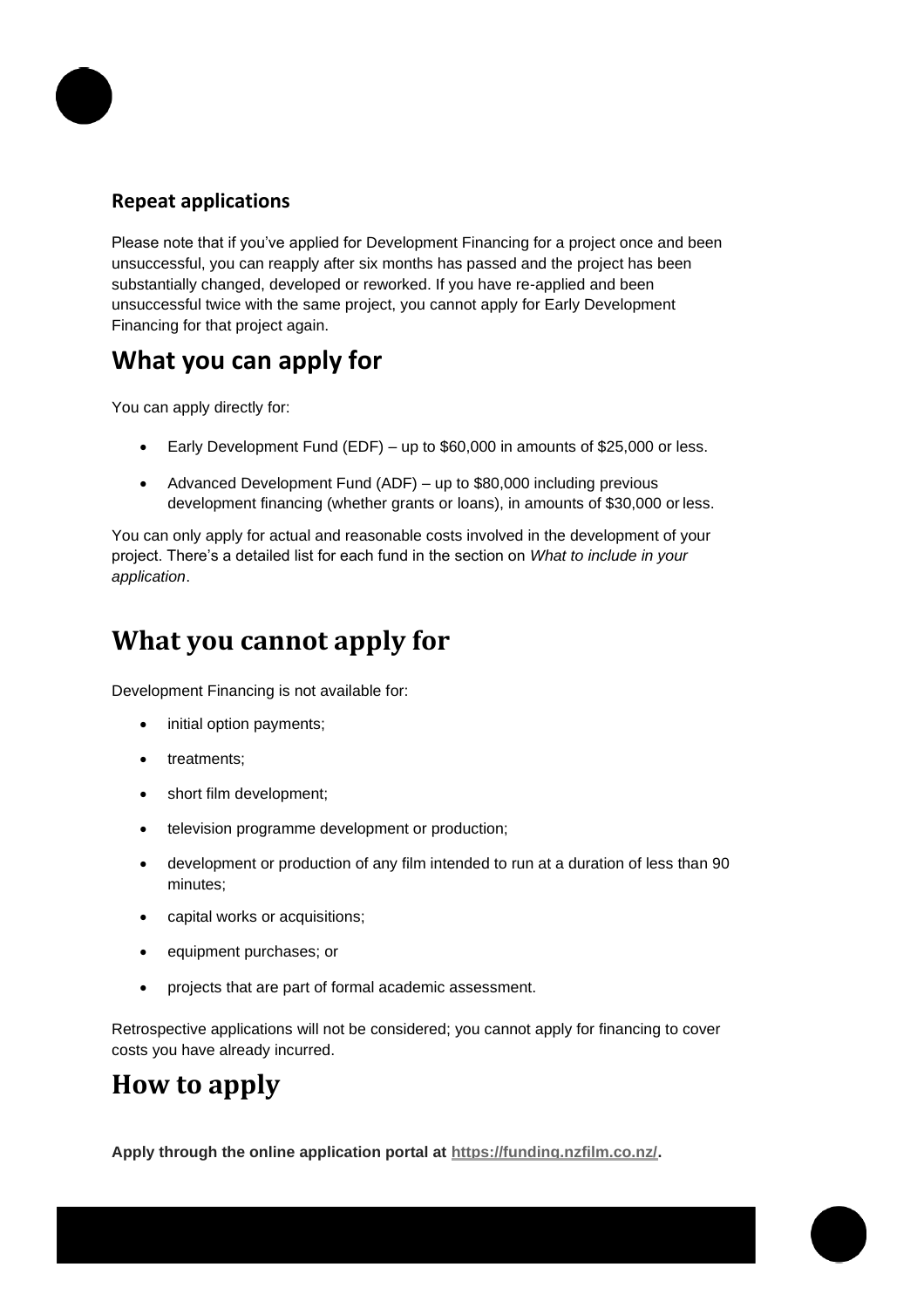### Repeat applications

Please note that if you've applied for Development Financing for a project once and been unsuccessful, you can reapply after six months has passed and the project has been substantially changed, developed or reworked. If you have re-applied and been unsuccessful twice with the same project, you cannot apply for Early Development Financing for that project again.

## What you can apply for

You can apply directly for:

- Early Development Fund (EDF) – up to $60,000 in amounts of $25,000 or less.
- Advanced Development Fund (ADF) – up to $80,000 including previous development financing (whether grants or loans), in amounts of $30,000 or less.

You can only apply for actual and reasonable costs involved in the development of your project. There's a detailed list for each fund in the section on *What to include in your application*.

## What you cannot apply for

Development Financing is not available for:

- initial option payments;
- treatments;
- short film development;
- television programme development or production;
- development or production of any film intended to run at a duration of less than 90 minutes;
- capital works or acquisitions;
- equipment purchases; or
- projects that are part of formal academic assessment.

Retrospective applications will not be considered; you cannot apply for financing to cover costs you have already incurred.

## How to apply

**Apply through the online application portal at [https://funding.nzfilm.co.nz/](https://funding.nzfilm.co.nz/).**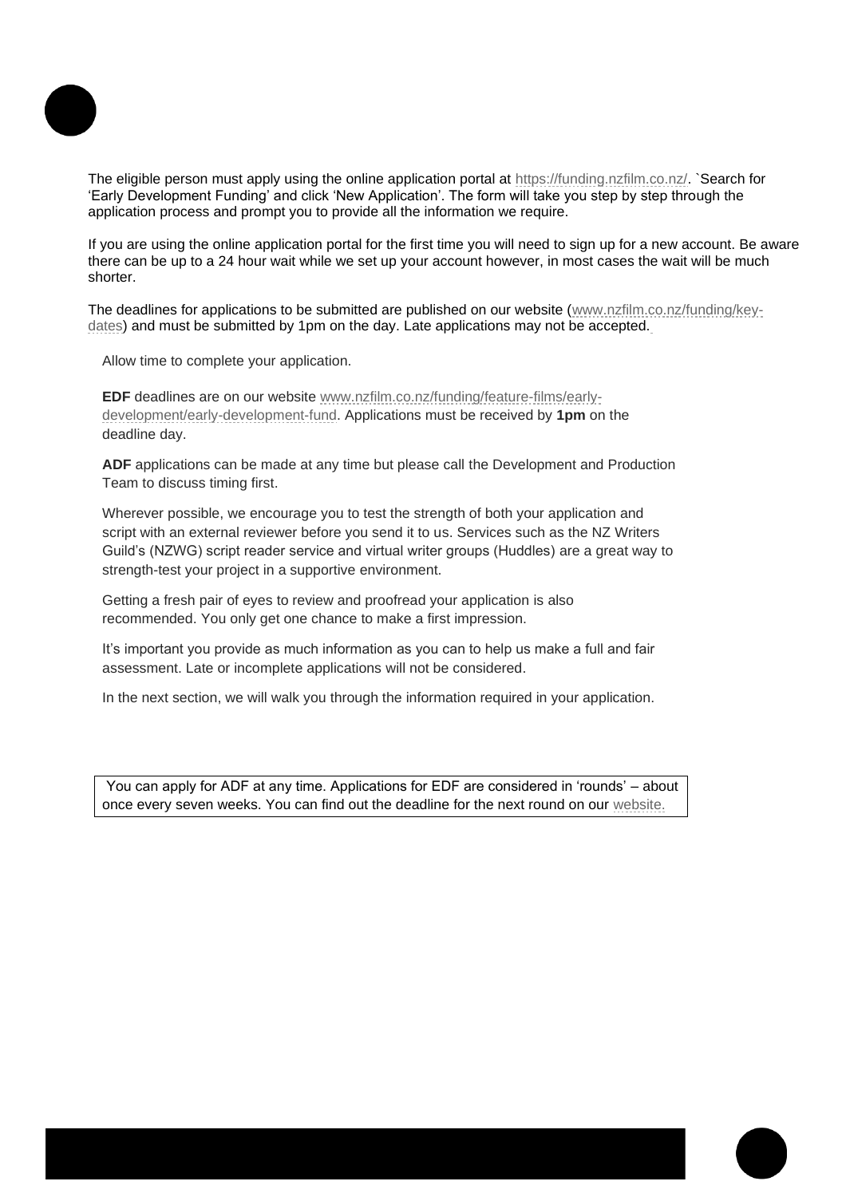The eligible person must apply using the online application portal at https://funding.nzfilm.co.nz/. `Search for 'Early Development Funding' and click 'New Application'. The form will take you step by step through the application process and prompt you to provide all the information we require.

If you are using the online application portal for the first time you will need to sign up for a new account. Be aware there can be up to a 24 hour wait while we set up your account however, in most cases the wait will be much shorter.

The deadlines for applications to be submitted are published on our website (www.nzfilm.co.nz/funding/key-dates) and must be submitted by 1pm on the day. Late applications may not be accepted.

Allow time to complete your application.

**EDF** deadlines are on our website www.nzfilm.co.nz/funding/feature-films/early-development/early-development-fund. Applications must be received by **1pm** on the deadline day.

**ADF** applications can be made at any time but please call the Development and Production Team to discuss timing first.

Wherever possible, we encourage you to test the strength of both your application and script with an external reviewer before you send it to us. Services such as the NZ Writers Guild's (NZWG) script reader service and virtual writer groups (Huddles) are a great way to strength-test your project in a supportive environment.

Getting a fresh pair of eyes to review and proofread your application is also recommended. You only get one chance to make a first impression.

It's important you provide as much information as you can to help us make a full and fair assessment. Late or incomplete applications will not be considered.

In the next section, we will walk you through the information required in your application.

You can apply for ADF at any time. Applications for EDF are considered in 'rounds' – about once every seven weeks. You can find out the deadline for the next round on our website.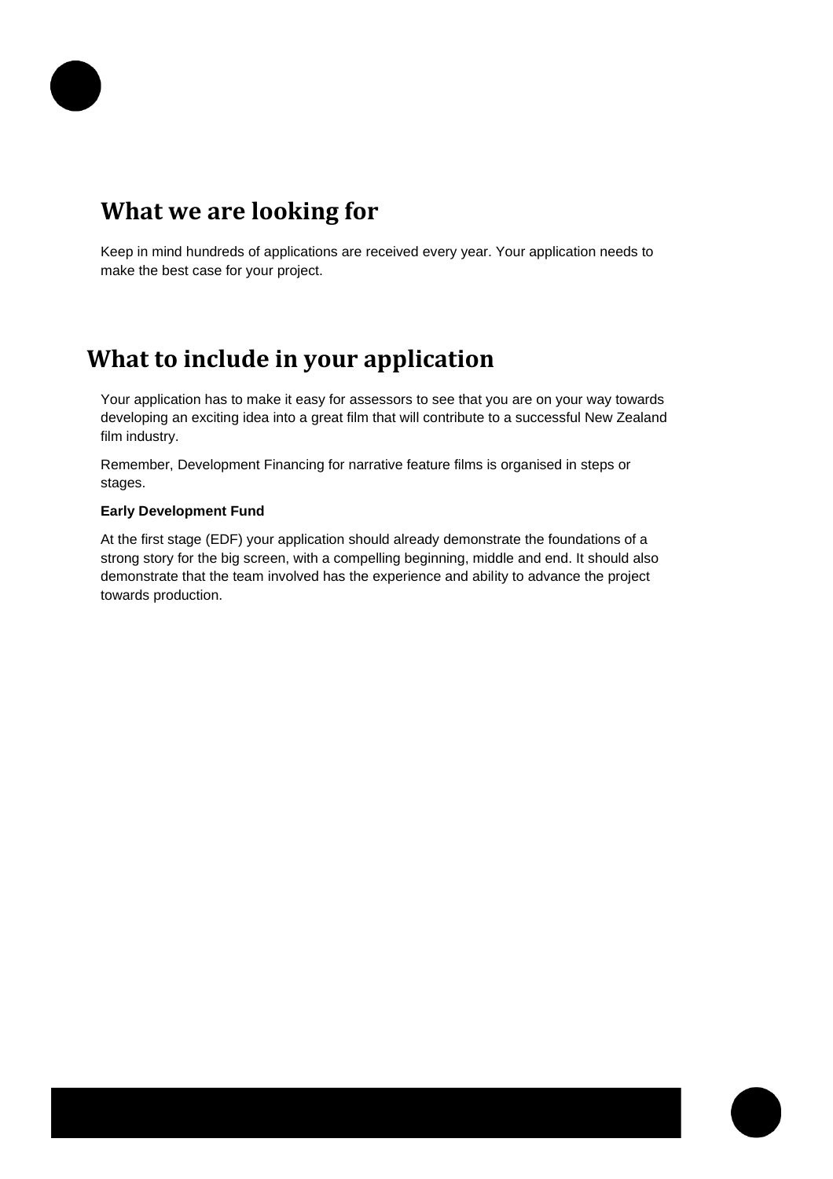## What we are looking for

Keep in mind hundreds of applications are received every year. Your application needs to make the best case for your project.

## What to include in your application

Your application has to make it easy for assessors to see that you are on your way towards developing an exciting idea into a great film that will contribute to a successful New Zealand film industry.

Remember, Development Financing for narrative feature films is organised in steps or stages.

**Early Development Fund**

At the first stage (EDF) your application should already demonstrate the foundations of a strong story for the big screen, with a compelling beginning, middle and end. It should also demonstrate that the team involved has the experience and ability to advance the project towards production.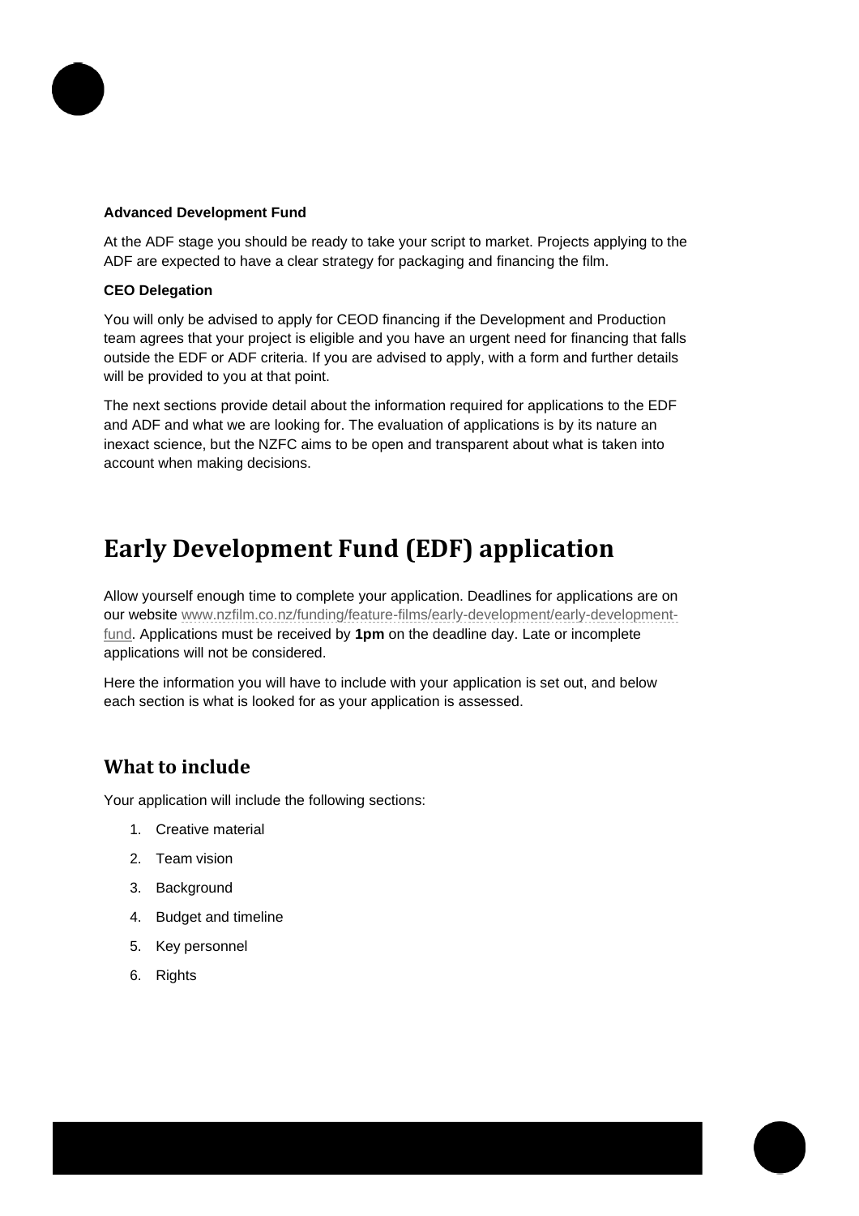**Advanced Development Fund**

At the ADF stage you should be ready to take your script to market. Projects applying to the ADF are expected to have a clear strategy for packaging and financing the film.

**CEO Delegation**

You will only be advised to apply for CEOD financing if the Development and Production team agrees that your project is eligible and you have an urgent need for financing that falls outside the EDF or ADF criteria. If you are advised to apply, with a form and further details will be provided to you at that point.

The next sections provide detail about the information required for applications to the EDF and ADF and what we are looking for. The evaluation of applications is by its nature an inexact science, but the NZFC aims to be open and transparent about what is taken into account when making decisions.

# Early Development Fund (EDF) application

Allow yourself enough time to complete your application. Deadlines for applications are on our website www.nzfilm.co.nz/funding/feature-films/early-development/early-development-fund. Applications must be received by **1pm** on the deadline day. Late or incomplete applications will not be considered.

Here the information you will have to include with your application is set out, and below each section is what is looked for as your application is assessed.

## What to include

Your application will include the following sections:

1. Creative material
2. Team vision
3. Background
4. Budget and timeline
5. Key personnel
6. Rights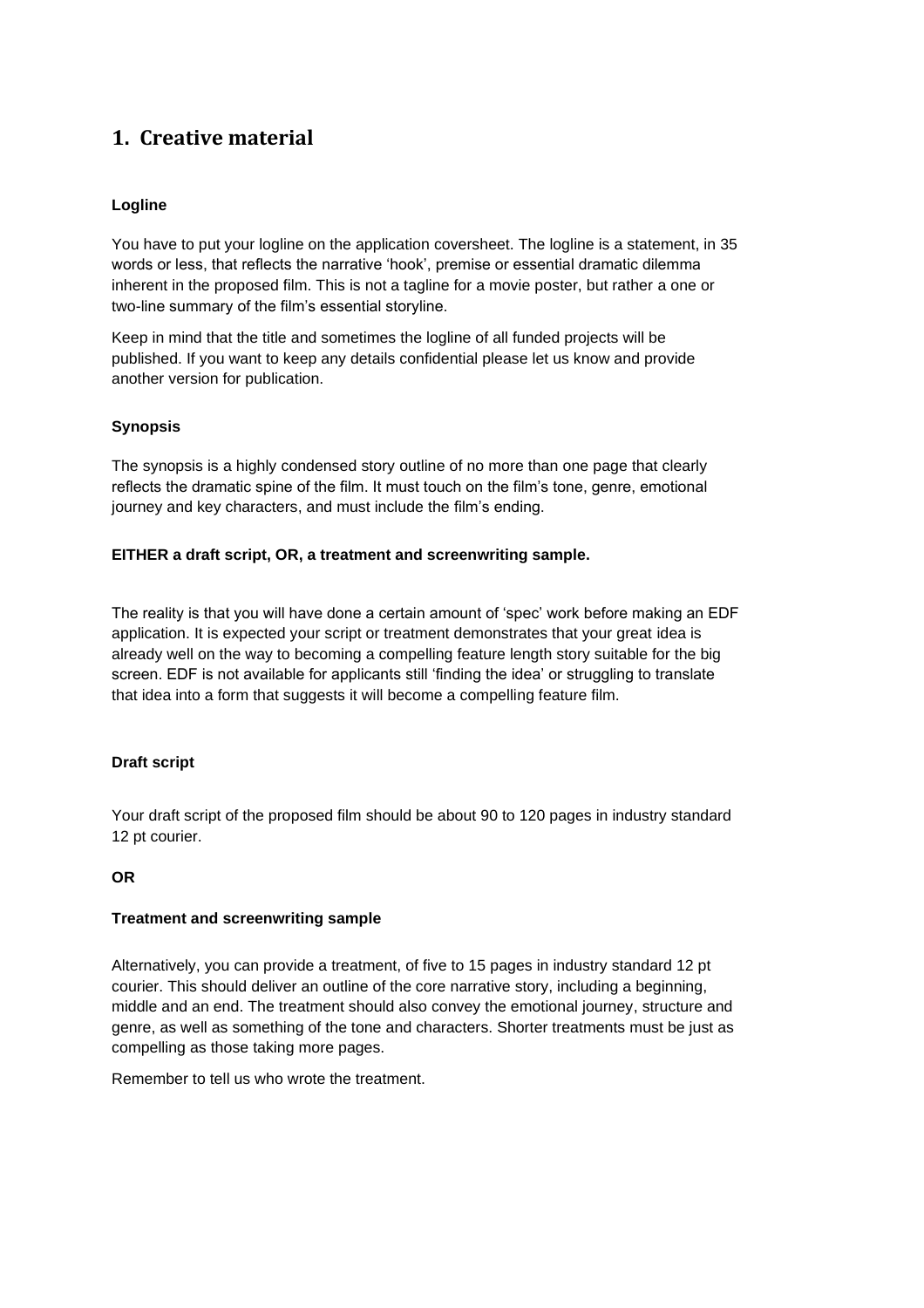## 1. Creative material

**Logline**

You have to put your logline on the application coversheet. The logline is a statement, in 35 words or less, that reflects the narrative 'hook', premise or essential dramatic dilemma inherent in the proposed film. This is not a tagline for a movie poster, but rather a one or two-line summary of the film's essential storyline.

Keep in mind that the title and sometimes the logline of all funded projects will be published. If you want to keep any details confidential please let us know and provide another version for publication.

**Synopsis**

The synopsis is a highly condensed story outline of no more than one page that clearly reflects the dramatic spine of the film. It must touch on the film's tone, genre, emotional journey and key characters, and must include the film's ending.

**EITHER a draft script, OR, a treatment and screenwriting sample.**

The reality is that you will have done a certain amount of 'spec' work before making an EDF application. It is expected your script or treatment demonstrates that your great idea is already well on the way to becoming a compelling feature length story suitable for the big screen. EDF is not available for applicants still 'finding the idea' or struggling to translate that idea into a form that suggests it will become a compelling feature film.

**Draft script**

Your draft script of the proposed film should be about 90 to 120 pages in industry standard 12 pt courier.

**OR**

**Treatment and screenwriting sample**

Alternatively, you can provide a treatment, of five to 15 pages in industry standard 12 pt courier. This should deliver an outline of the core narrative story, including a beginning, middle and an end. The treatment should also convey the emotional journey, structure and genre, as well as something of the tone and characters. Shorter treatments must be just as compelling as those taking more pages.

Remember to tell us who wrote the treatment.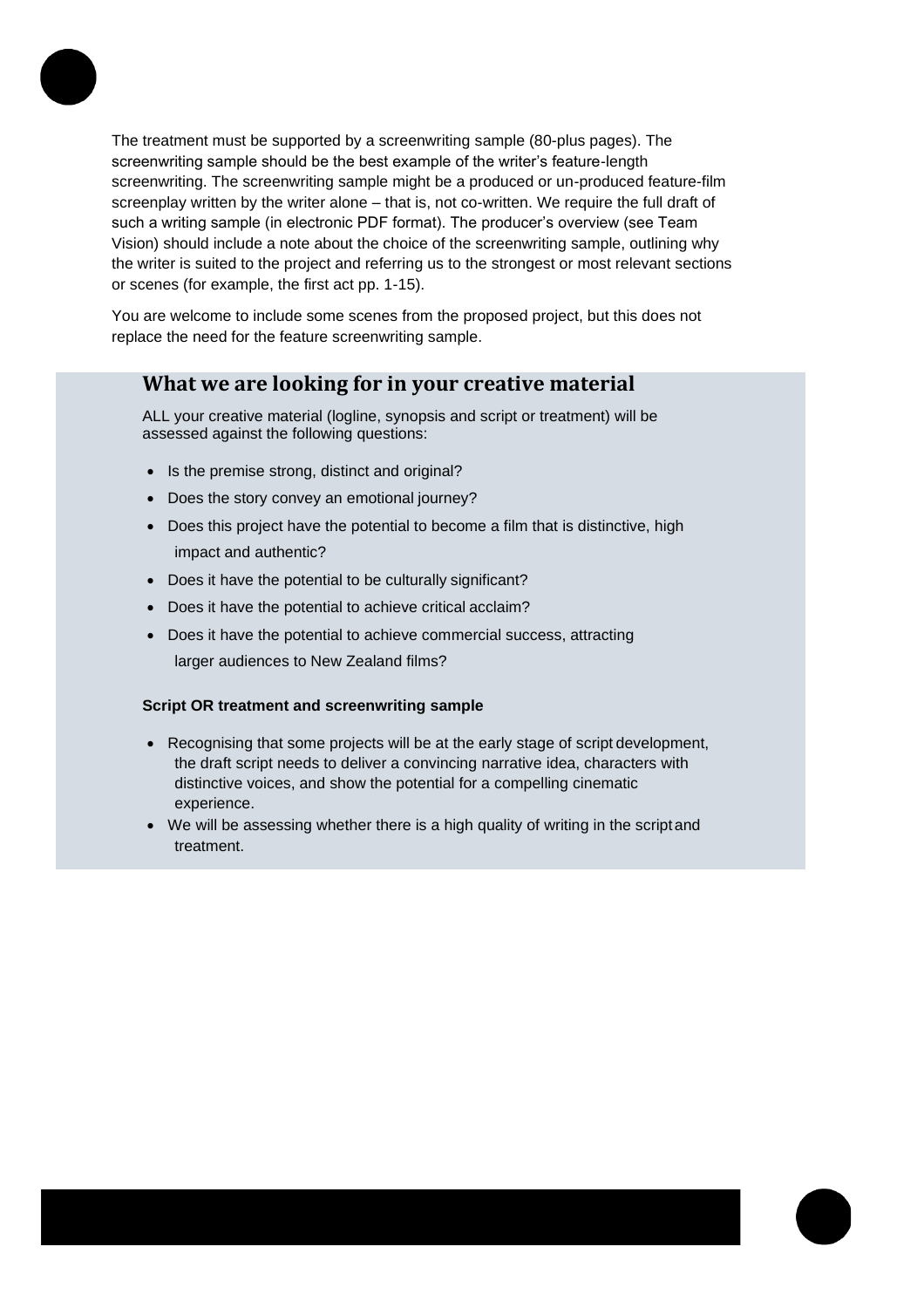The treatment must be supported by a screenwriting sample (80-plus pages). The screenwriting sample should be the best example of the writer's feature-length screenwriting. The screenwriting sample might be a produced or un-produced feature-film screenplay written by the writer alone – that is, not co-written. We require the full draft of such a writing sample (in electronic PDF format). The producer's overview (see Team Vision) should include a note about the choice of the screenwriting sample, outlining why the writer is suited to the project and referring us to the strongest or most relevant sections or scenes (for example, the first act pp. 1-15).

You are welcome to include some scenes from the proposed project, but this does not replace the need for the feature screenwriting sample.

## What we are looking for in your creative material

ALL your creative material (logline, synopsis and script or treatment) will be assessed against the following questions:

- Is the premise strong, distinct and original?
- Does the story convey an emotional journey?
- Does this project have the potential to become a film that is distinctive, high impact and authentic?
- Does it have the potential to be culturally significant?
- Does it have the potential to achieve critical acclaim?
- Does it have the potential to achieve commercial success, attracting larger audiences to New Zealand films?

**Script OR treatment and screenwriting sample**

- Recognising that some projects will be at the early stage of script development, the draft script needs to deliver a convincing narrative idea, characters with distinctive voices, and show the potential for a compelling cinematic experience.
- We will be assessing whether there is a high quality of writing in the script and treatment.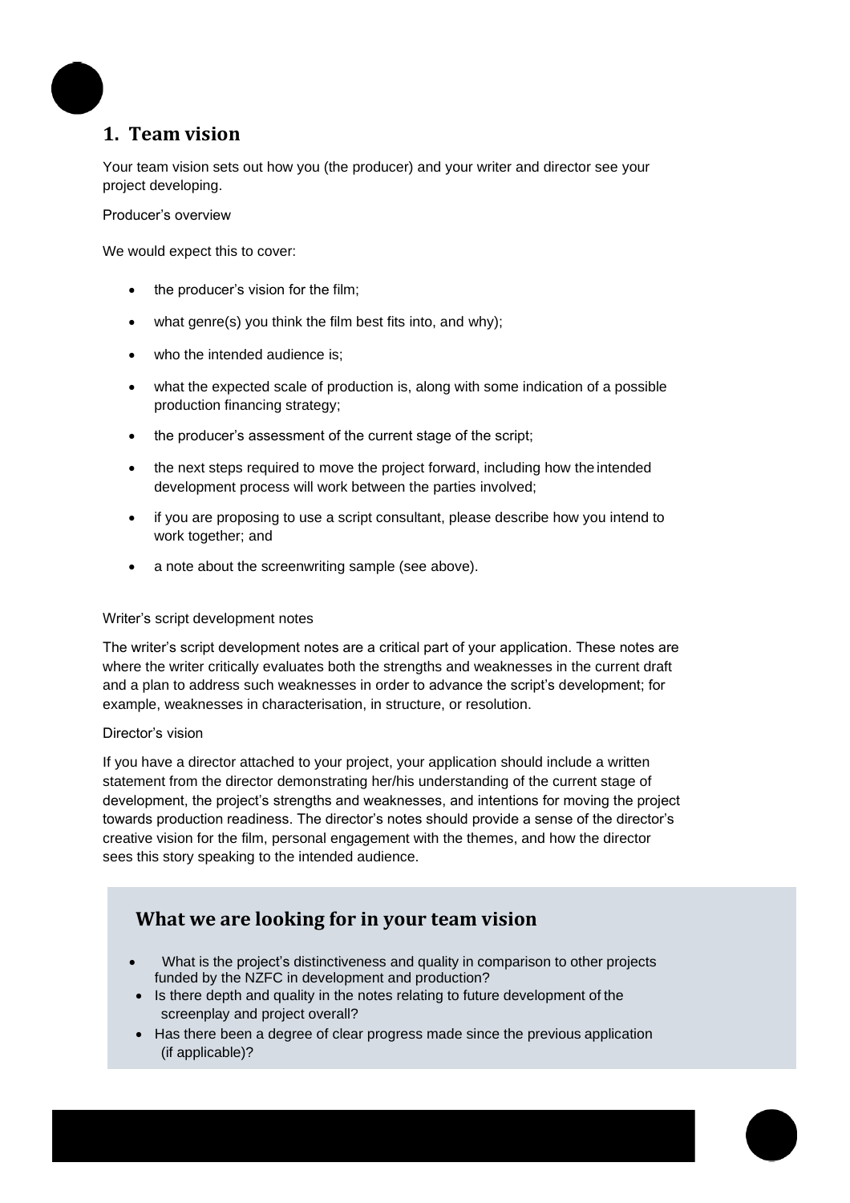## 1. Team vision

Your team vision sets out how you (the producer) and your writer and director see your project developing.

Producer's overview

We would expect this to cover:

- the producer's vision for the film;
- what genre(s) you think the film best fits into, and why);
- who the intended audience is;
- what the expected scale of production is, along with some indication of a possible production financing strategy;
- the producer's assessment of the current stage of the script;
- the next steps required to move the project forward, including how the intended development process will work between the parties involved;
- if you are proposing to use a script consultant, please describe how you intend to work together; and
- a note about the screenwriting sample (see above).

Writer's script development notes

The writer's script development notes are a critical part of your application. These notes are where the writer critically evaluates both the strengths and weaknesses in the current draft and a plan to address such weaknesses in order to advance the script's development; for example, weaknesses in characterisation, in structure, or resolution.

Director's vision

If you have a director attached to your project, your application should include a written statement from the director demonstrating her/his understanding of the current stage of development, the project's strengths and weaknesses, and intentions for moving the project towards production readiness. The director's notes should provide a sense of the director's creative vision for the film, personal engagement with the themes, and how the director sees this story speaking to the intended audience.

### What we are looking for in your team vision

- What is the project's distinctiveness and quality in comparison to other projects funded by the NZFC in development and production?
- Is there depth and quality in the notes relating to future development of the screenplay and project overall?
- Has there been a degree of clear progress made since the previous application (if applicable)?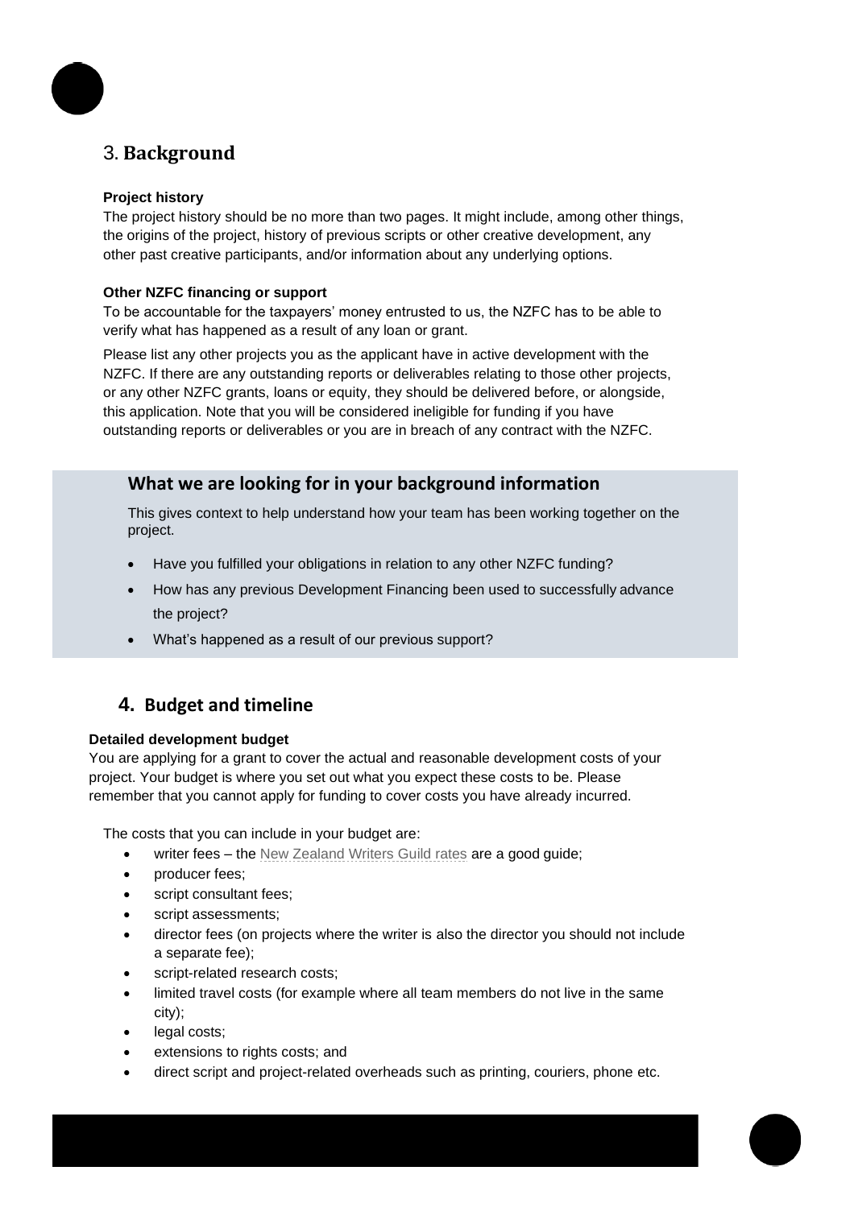## 3. Background

**Project history**

The project history should be no more than two pages. It might include, among other things, the origins of the project, history of previous scripts or other creative development, any other past creative participants, and/or information about any underlying options.

**Other NZFC financing or support**

To be accountable for the taxpayers' money entrusted to us, the NZFC has to be able to verify what has happened as a result of any loan or grant.

Please list any other projects you as the applicant have in active development with the NZFC. If there are any outstanding reports or deliverables relating to those other projects, or any other NZFC grants, loans or equity, they should be delivered before, or alongside, this application. Note that you will be considered ineligible for funding if you have outstanding reports or deliverables or you are in breach of any contract with the NZFC.

### What we are looking for in your background information

This gives context to help understand how your team has been working together on the project.

- Have you fulfilled your obligations in relation to any other NZFC funding?
- How has any previous Development Financing been used to successfully advance the project?
- What's happened as a result of our previous support?

## 4. Budget and timeline

**Detailed development budget**

You are applying for a grant to cover the actual and reasonable development costs of your project. Your budget is where you set out what you expect these costs to be. Please remember that you cannot apply for funding to cover costs you have already incurred.

The costs that you can include in your budget are:

- writer fees – the New Zealand Writers Guild rates are a good guide;
- producer fees;
- script consultant fees;
- script assessments;
- director fees (on projects where the writer is also the director you should not include a separate fee);
- script-related research costs;
- limited travel costs (for example where all team members do not live in the same city);
- legal costs;
- extensions to rights costs; and
- direct script and project-related overheads such as printing, couriers, phone etc.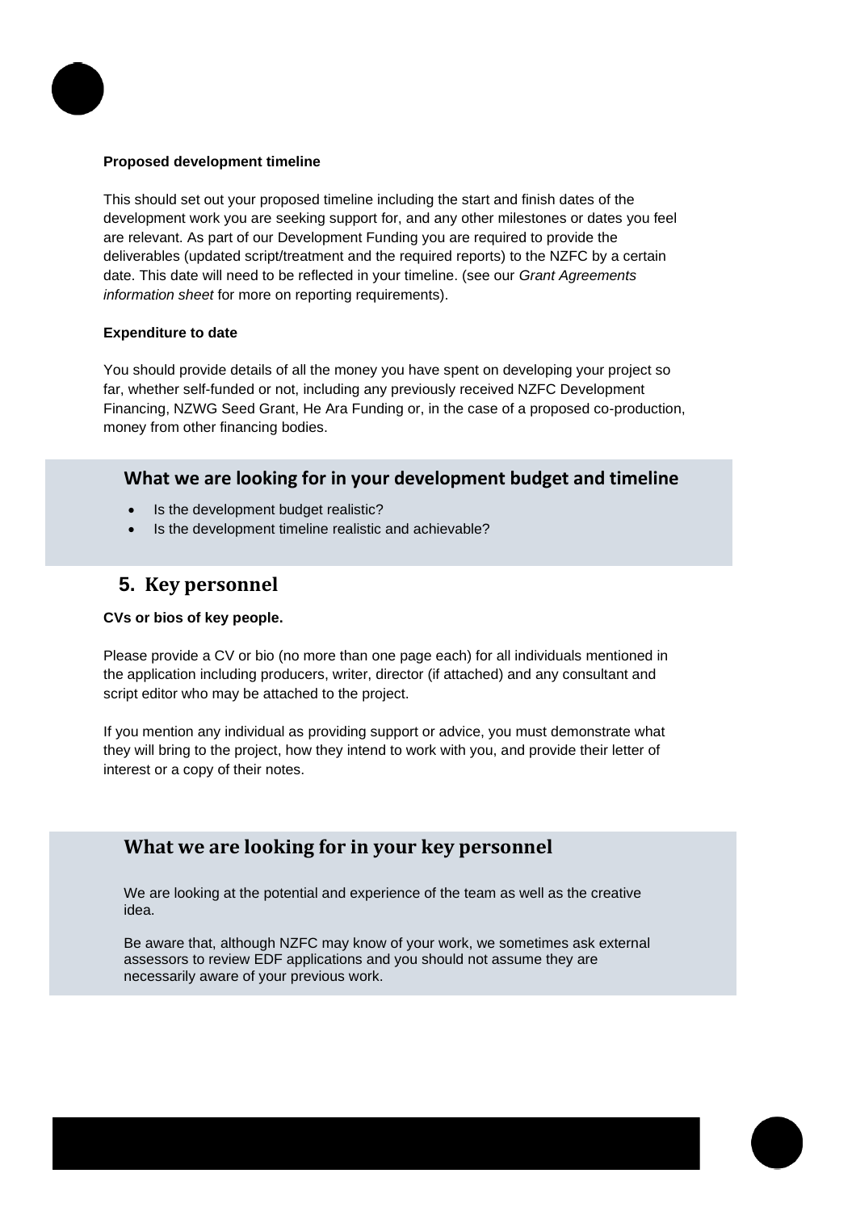**Proposed development timeline**

This should set out your proposed timeline including the start and finish dates of the development work you are seeking support for, and any other milestones or dates you feel are relevant. As part of our Development Funding you are required to provide the deliverables (updated script/treatment and the required reports) to the NZFC by a certain date. This date will need to be reflected in your timeline. (see our *Grant Agreements information sheet* for more on reporting requirements).

**Expenditure to date**

You should provide details of all the money you have spent on developing your project so far, whether self-funded or not, including any previously received NZFC Development Financing, NZWG Seed Grant, He Ara Funding or, in the case of a proposed co-production, money from other financing bodies.

### What we are looking for in your development budget and timeline

- Is the development budget realistic?
- Is the development timeline realistic and achievable?

## 5. Key personnel

**CVs or bios of key people.**

Please provide a CV or bio (no more than one page each) for all individuals mentioned in the application including producers, writer, director (if attached) and any consultant and script editor who may be attached to the project.

If you mention any individual as providing support or advice, you must demonstrate what they will bring to the project, how they intend to work with you, and provide their letter of interest or a copy of their notes.

### What we are looking for in your key personnel

We are looking at the potential and experience of the team as well as the creative idea.

Be aware that, although NZFC may know of your work, we sometimes ask external assessors to review EDF applications and you should not assume they are necessarily aware of your previous work.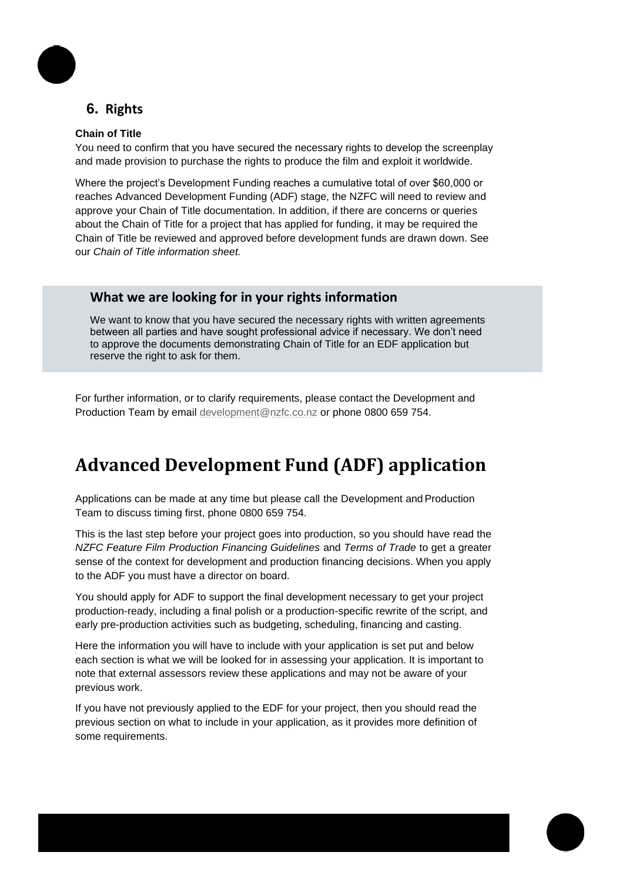## 6. Rights

**Chain of Title**

You need to confirm that you have secured the necessary rights to develop the screenplay and made provision to purchase the rights to produce the film and exploit it worldwide.

Where the project's Development Funding reaches a cumulative total of over $60,000 or reaches Advanced Development Funding (ADF) stage, the NZFC will need to review and approve your Chain of Title documentation. In addition, if there are concerns or queries about the Chain of Title for a project that has applied for funding, it may be required the Chain of Title be reviewed and approved before development funds are drawn down. See our *Chain of Title information sheet.*

### What we are looking for in your rights information

We want to know that you have secured the necessary rights with written agreements between all parties and have sought professional advice if necessary. We don't need to approve the documents demonstrating Chain of Title for an EDF application but reserve the right to ask for them.

For further information, or to clarify requirements, please contact the Development and Production Team by email development@nzfc.co.nz or phone 0800 659 754.

# Advanced Development Fund (ADF) application

Applications can be made at any time but please call the Development and Production Team to discuss timing first, phone 0800 659 754.

This is the last step before your project goes into production, so you should have read the *NZFC Feature Film Production Financing Guidelines* and *Terms of Trade* to get a greater sense of the context for development and production financing decisions. When you apply to the ADF you must have a director on board.

You should apply for ADF to support the final development necessary to get your project production-ready, including a final polish or a production-specific rewrite of the script, and early pre-production activities such as budgeting, scheduling, financing and casting.

Here the information you will have to include with your application is set put and below each section is what we will be looked for in assessing your application. It is important to note that external assessors review these applications and may not be aware of your previous work.

If you have not previously applied to the EDF for your project, then you should read the previous section on what to include in your application, as it provides more definition of some requirements.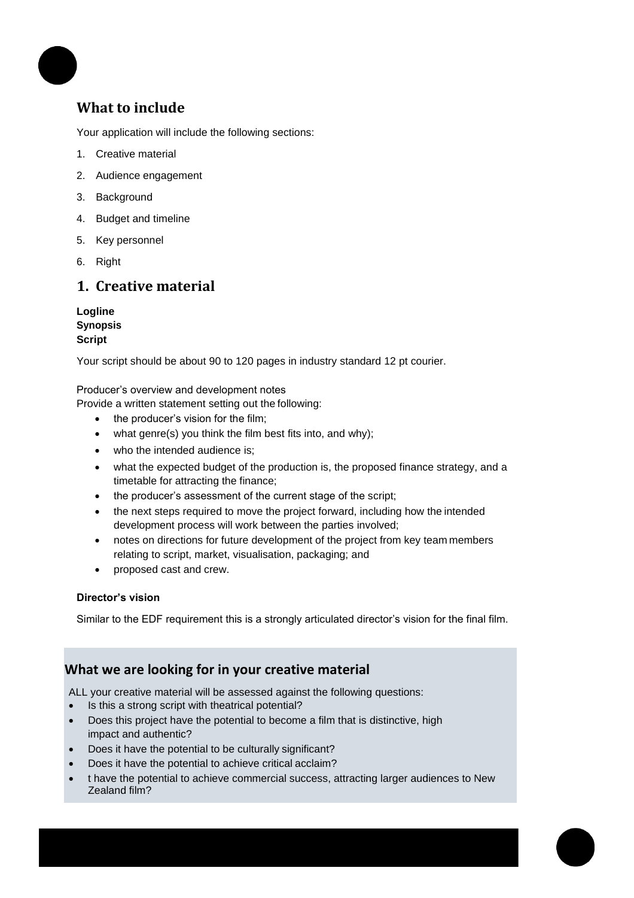## What to include

Your application will include the following sections:

1. Creative material
2. Audience engagement
3. Background
4. Budget and timeline
5. Key personnel
6. Right

## 1. Creative material

**Logline**
**Synopsis**
**Script**

Your script should be about 90 to 120 pages in industry standard 12 pt courier.

Producer's overview and development notes
Provide a written statement setting out the following:

- the producer's vision for the film;
- what genre(s) you think the film best fits into, and why);
- who the intended audience is;
- what the expected budget of the production is, the proposed finance strategy, and a timetable for attracting the finance;
- the producer's assessment of the current stage of the script;
- the next steps required to move the project forward, including how the intended development process will work between the parties involved;
- notes on directions for future development of the project from key team members relating to script, market, visualisation, packaging; and
- proposed cast and crew.

**Director's vision**

Similar to the EDF requirement this is a strongly articulated director's vision for the final film.

### What we are looking for in your creative material

ALL your creative material will be assessed against the following questions:

- Is this a strong script with theatrical potential?
- Does this project have the potential to become a film that is distinctive, high impact and authentic?
- Does it have the potential to be culturally significant?
- Does it have the potential to achieve critical acclaim?
- t have the potential to achieve commercial success, attracting larger audiences to New Zealand film?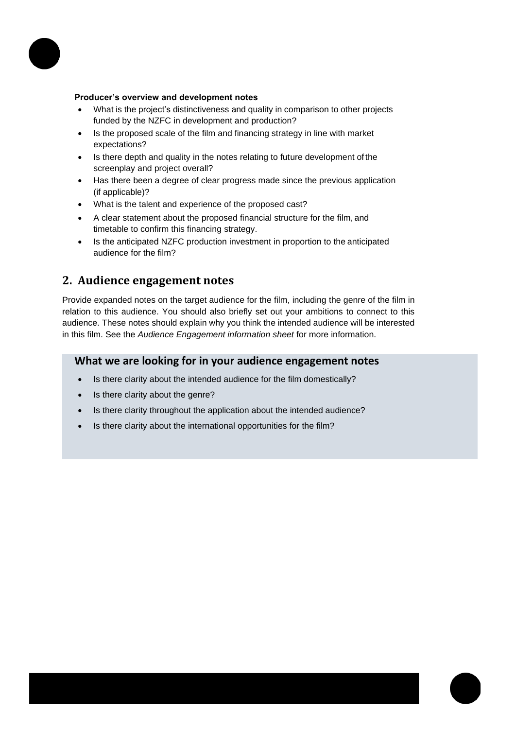**Producer's overview and development notes**

- What is the project's distinctiveness and quality in comparison to other projects funded by the NZFC in development and production?
- Is the proposed scale of the film and financing strategy in line with market expectations?
- Is there depth and quality in the notes relating to future development of the screenplay and project overall?
- Has there been a degree of clear progress made since the previous application (if applicable)?
- What is the talent and experience of the proposed cast?
- A clear statement about the proposed financial structure for the film, and timetable to confirm this financing strategy.
- Is the anticipated NZFC production investment in proportion to the anticipated audience for the film?

## 2. Audience engagement notes

Provide expanded notes on the target audience for the film, including the genre of the film in relation to this audience. You should also briefly set out your ambitions to connect to this audience. These notes should explain why you think the intended audience will be interested in this film. See the *Audience Engagement information sheet* for more information.

### What we are looking for in your audience engagement notes

- Is there clarity about the intended audience for the film domestically?
- Is there clarity about the genre?
- Is there clarity throughout the application about the intended audience?
- Is there clarity about the international opportunities for the film?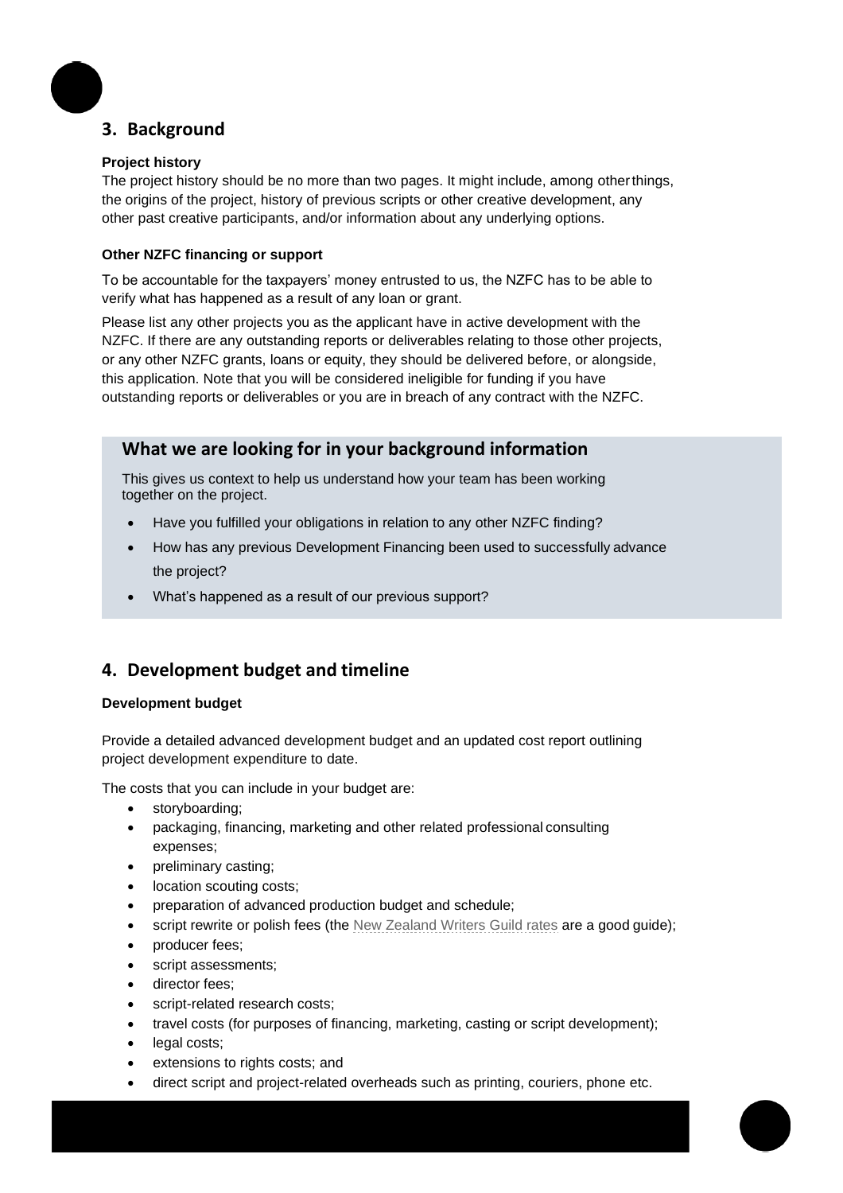## 3. Background

**Project history**

The project history should be no more than two pages. It might include, among other things, the origins of the project, history of previous scripts or other creative development, any other past creative participants, and/or information about any underlying options.

**Other NZFC financing or support**

To be accountable for the taxpayers' money entrusted to us, the NZFC has to be able to verify what has happened as a result of any loan or grant.

Please list any other projects you as the applicant have in active development with the NZFC. If there are any outstanding reports or deliverables relating to those other projects, or any other NZFC grants, loans or equity, they should be delivered before, or alongside, this application. Note that you will be considered ineligible for funding if you have outstanding reports or deliverables or you are in breach of any contract with the NZFC.

### What we are looking for in your background information

This gives us context to help us understand how your team has been working together on the project.

- Have you fulfilled your obligations in relation to any other NZFC finding?
- How has any previous Development Financing been used to successfully advance the project?
- What's happened as a result of our previous support?

## 4. Development budget and timeline

**Development budget**

Provide a detailed advanced development budget and an updated cost report outlining project development expenditure to date.

The costs that you can include in your budget are:

- storyboarding;
- packaging, financing, marketing and other related professional consulting expenses;
- preliminary casting;
- location scouting costs;
- preparation of advanced production budget and schedule;
- script rewrite or polish fees (the New Zealand Writers Guild rates are a good guide);
- producer fees;
- script assessments;
- director fees;
- script-related research costs;
- travel costs (for purposes of financing, marketing, casting or script development);
- legal costs;
- extensions to rights costs; and
- direct script and project-related overheads such as printing, couriers, phone etc.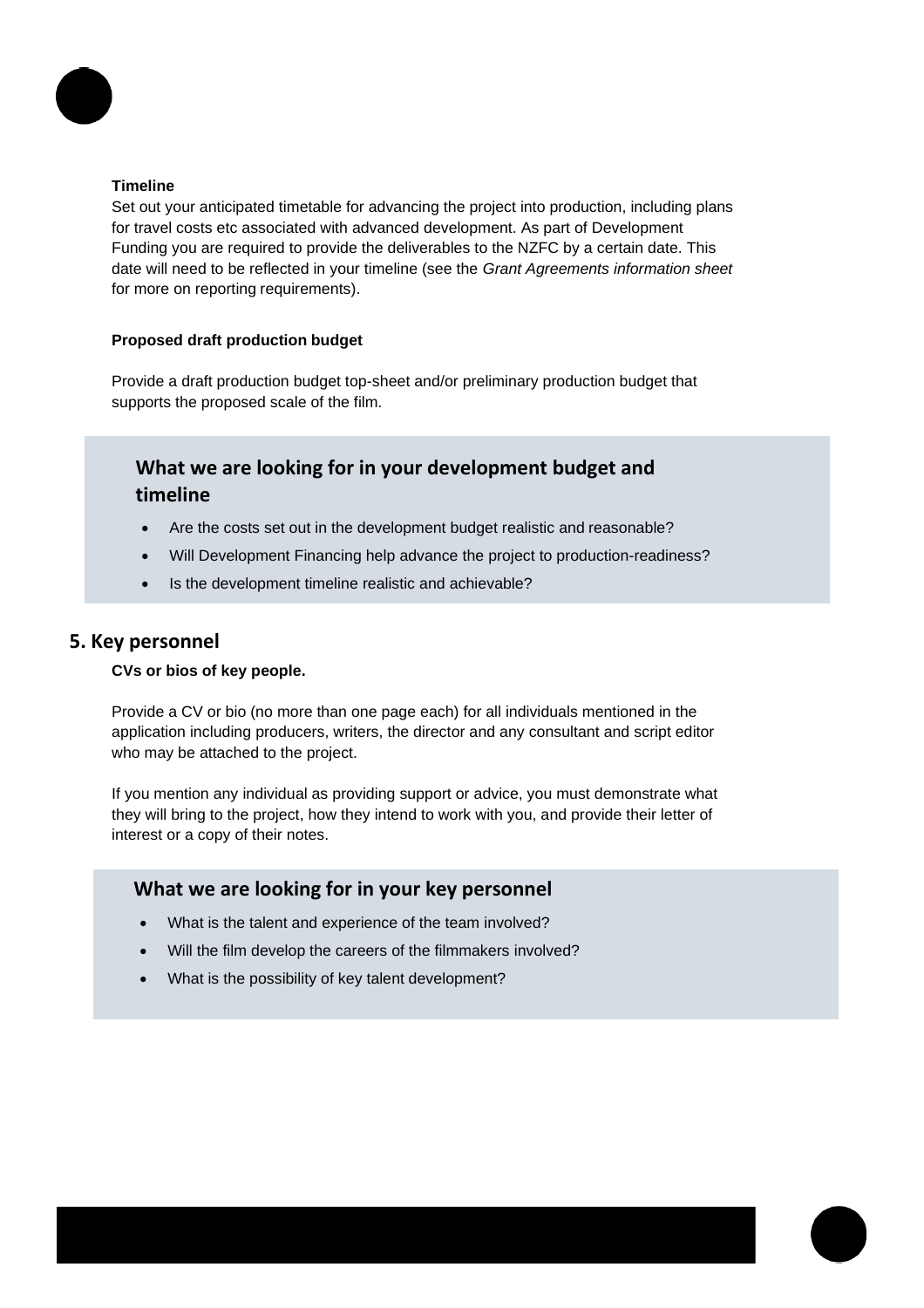**Timeline**

Set out your anticipated timetable for advancing the project into production, including plans for travel costs etc associated with advanced development. As part of Development Funding you are required to provide the deliverables to the NZFC by a certain date. This date will need to be reflected in your timeline (see the *Grant Agreements information sheet* for more on reporting requirements).

**Proposed draft production budget**

Provide a draft production budget top-sheet and/or preliminary production budget that supports the proposed scale of the film.

### What we are looking for in your development budget and timeline

- Are the costs set out in the development budget realistic and reasonable?
- Will Development Financing help advance the project to production-readiness?
- Is the development timeline realistic and achievable?

## 5. Key personnel

**CVs or bios of key people.**

Provide a CV or bio (no more than one page each) for all individuals mentioned in the application including producers, writers, the director and any consultant and script editor who may be attached to the project.

If you mention any individual as providing support or advice, you must demonstrate what they will bring to the project, how they intend to work with you, and provide their letter of interest or a copy of their notes.

### What we are looking for in your key personnel

- What is the talent and experience of the team involved?
- Will the film develop the careers of the filmmakers involved?
- What is the possibility of key talent development?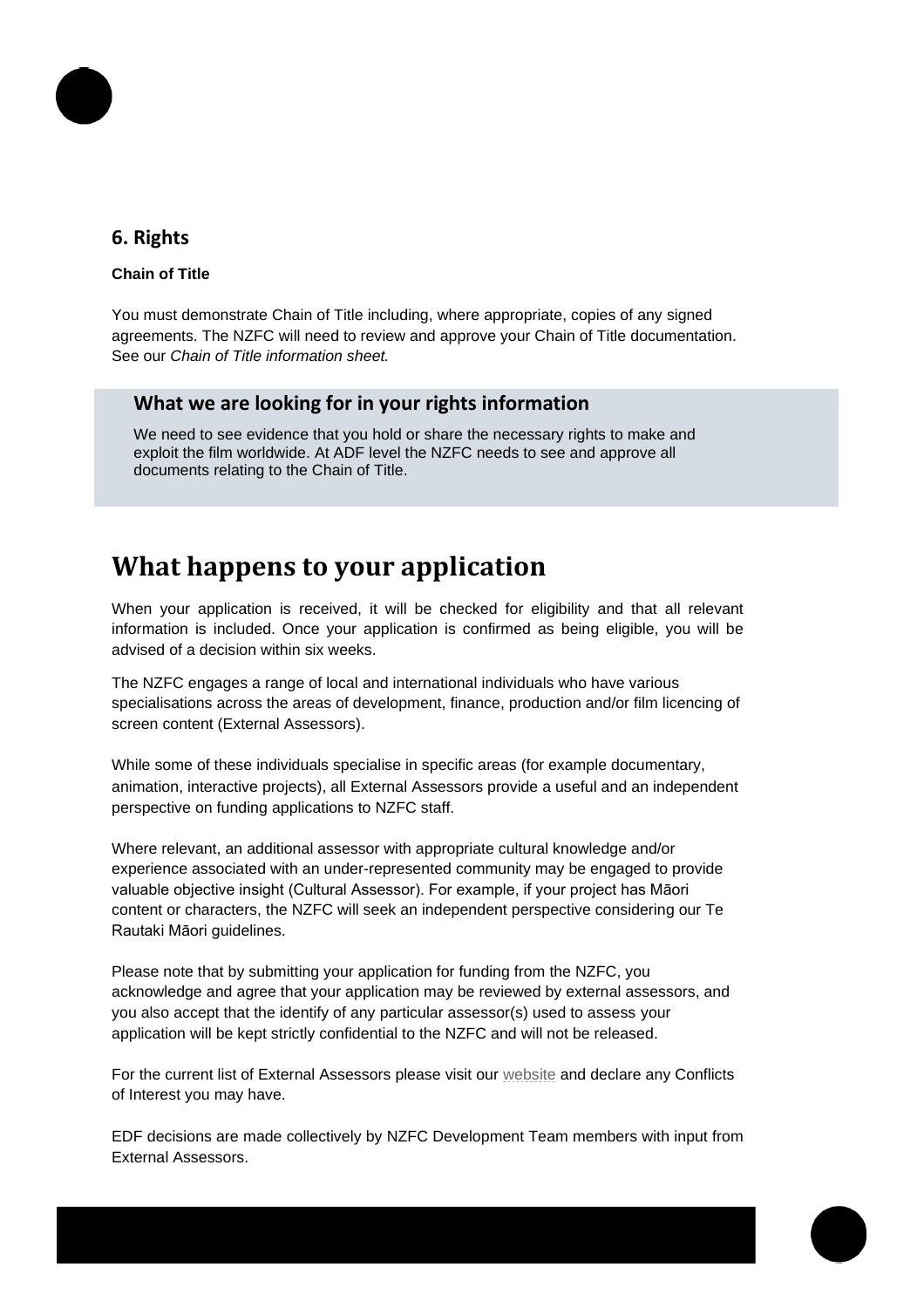## 6. Rights

**Chain of Title**

You must demonstrate Chain of Title including, where appropriate, copies of any signed agreements. The NZFC will need to review and approve your Chain of Title documentation. See our *Chain of Title information sheet.*

### What we are looking for in your rights information

We need to see evidence that you hold or share the necessary rights to make and exploit the film worldwide. At ADF level the NZFC needs to see and approve all documents relating to the Chain of Title.

# What happens to your application

When your application is received, it will be checked for eligibility and that all relevant information is included. Once your application is confirmed as being eligible, you will be advised of a decision within six weeks.

The NZFC engages a range of local and international individuals who have various specialisations across the areas of development, finance, production and/or film licencing of screen content (External Assessors).

While some of these individuals specialise in specific areas (for example documentary, animation, interactive projects), all External Assessors provide a useful and an independent perspective on funding applications to NZFC staff.

Where relevant, an additional assessor with appropriate cultural knowledge and/or experience associated with an under-represented community may be engaged to provide valuable objective insight (Cultural Assessor). For example, if your project has Māori content or characters, the NZFC will seek an independent perspective considering our Te Rautaki Māori guidelines.

Please note that by submitting your application for funding from the NZFC, you acknowledge and agree that your application may be reviewed by external assessors, and you also accept that the identify of any particular assessor(s) used to assess your application will be kept strictly confidential to the NZFC and will not be released.

For the current list of External Assessors please visit our website and declare any Conflicts of Interest you may have.

EDF decisions are made collectively by NZFC Development Team members with input from External Assessors.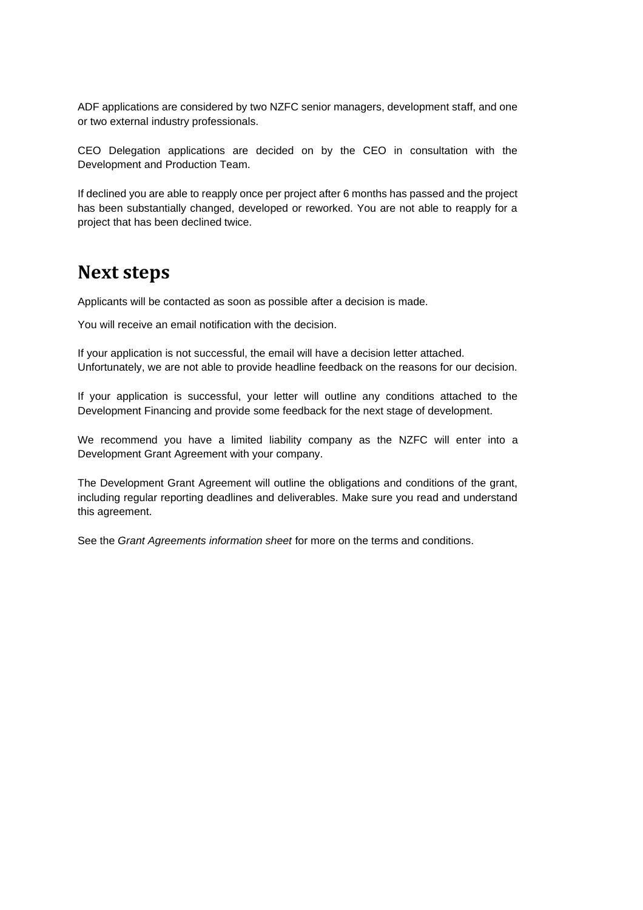ADF applications are considered by two NZFC senior managers, development staff, and one or two external industry professionals.

CEO Delegation applications are decided on by the CEO in consultation with the Development and Production Team.

If declined you are able to reapply once per project after 6 months has passed and the project has been substantially changed, developed or reworked. You are not able to reapply for a project that has been declined twice.

## Next steps

Applicants will be contacted as soon as possible after a decision is made.

You will receive an email notification with the decision.

If your application is not successful, the email will have a decision letter attached. Unfortunately, we are not able to provide headline feedback on the reasons for our decision.

If your application is successful, your letter will outline any conditions attached to the Development Financing and provide some feedback for the next stage of development.

We recommend you have a limited liability company as the NZFC will enter into a Development Grant Agreement with your company.

The Development Grant Agreement will outline the obligations and conditions of the grant, including regular reporting deadlines and deliverables. Make sure you read and understand this agreement.

See the *Grant Agreements information sheet* for more on the terms and conditions.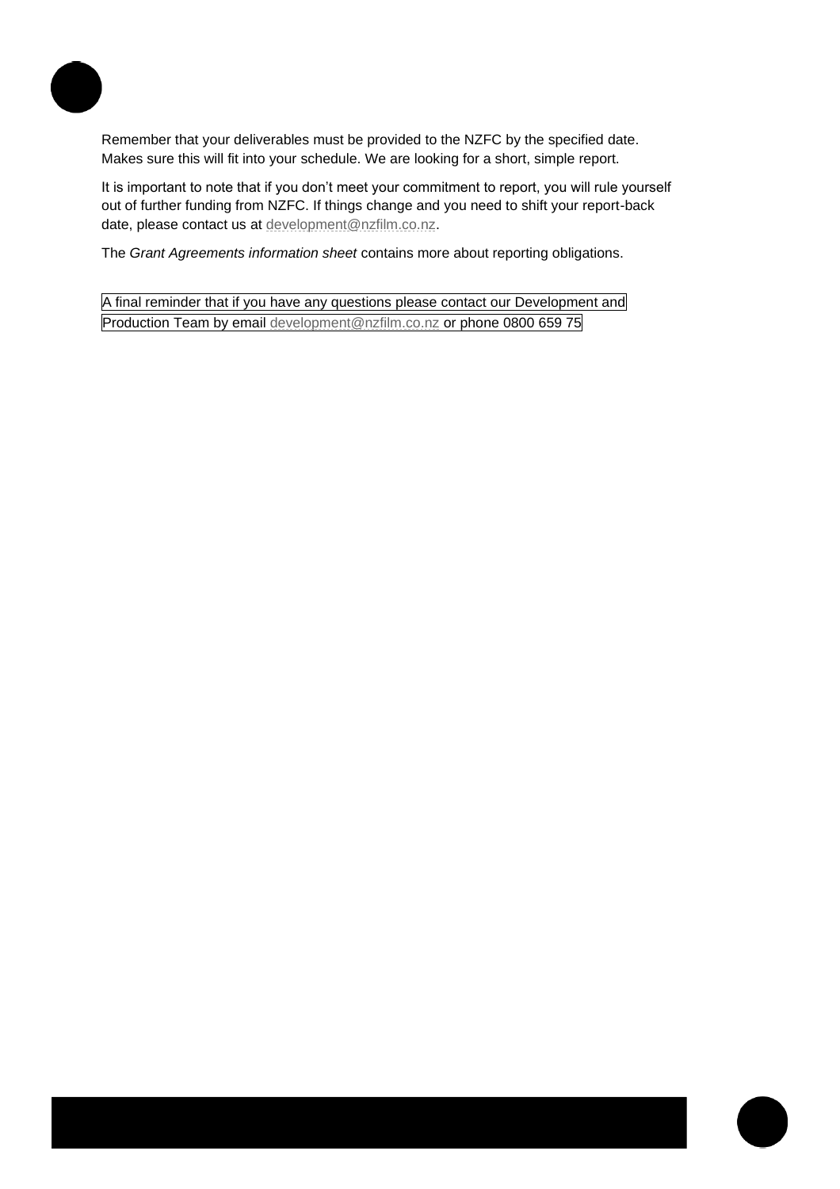Remember that your deliverables must be provided to the NZFC by the specified date. Makes sure this will fit into your schedule. We are looking for a short, simple report.

It is important to note that if you don't meet your commitment to report, you will rule yourself out of further funding from NZFC. If things change and you need to shift your report-back date, please contact us at development@nzfilm.co.nz.

The *Grant Agreements information sheet* contains more about reporting obligations.

A final reminder that if you have any questions please contact our Development and Production Team by email development@nzfilm.co.nz or phone 0800 659 75